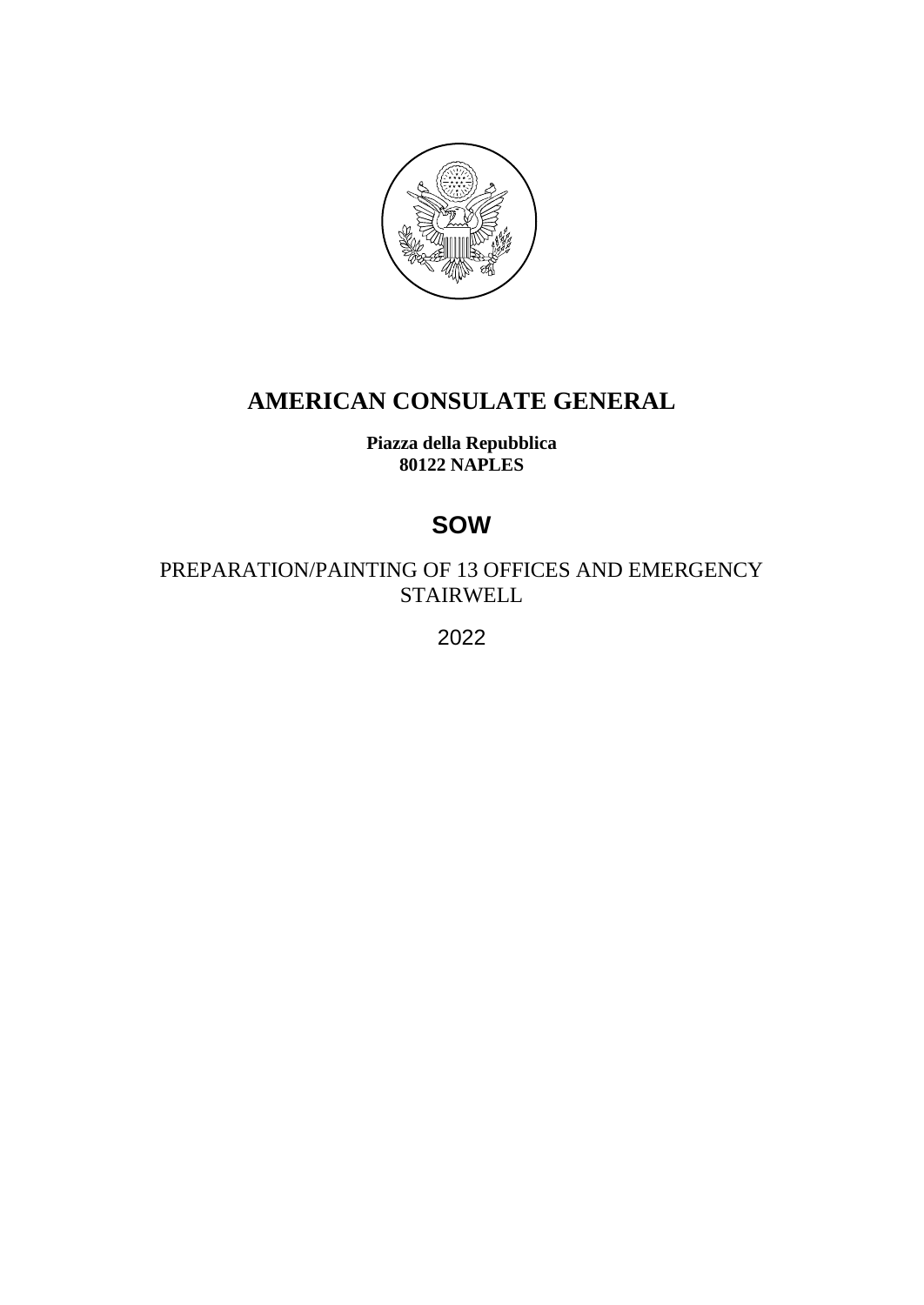# AMERICAN CONSULATE GENERAL

**Piazza della Repubblica**
**80122 NAPLES**

# SOW

PREPARATION/PAINTING OF 13 OFFICES AND EMERGENCY STAIRWELL

2022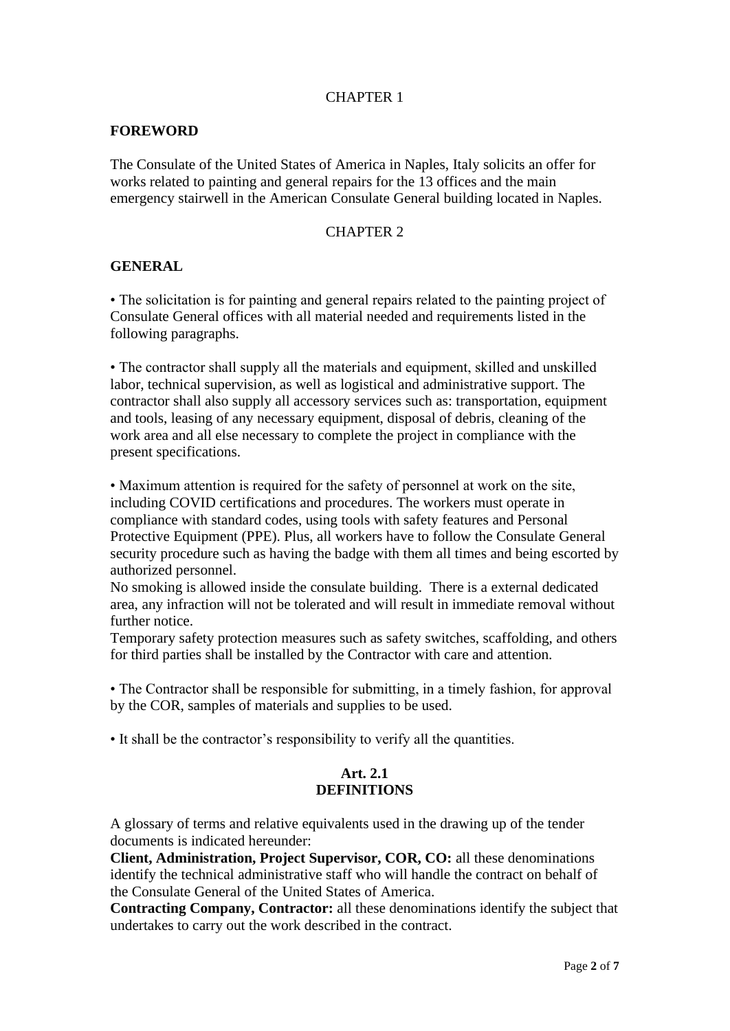CHAPTER 1

**FOREWORD**

The Consulate of the United States of America in Naples, Italy solicits an offer for works related to painting and general repairs for the 13 offices and the main emergency stairwell in the American Consulate General building located in Naples.

CHAPTER 2

**GENERAL**

• The solicitation is for painting and general repairs related to the painting project of Consulate General offices with all material needed and requirements listed in the following paragraphs.

• The contractor shall supply all the materials and equipment, skilled and unskilled labor, technical supervision, as well as logistical and administrative support. The contractor shall also supply all accessory services such as: transportation, equipment and tools, leasing of any necessary equipment, disposal of debris, cleaning of the work area and all else necessary to complete the project in compliance with the present specifications.

• Maximum attention is required for the safety of personnel at work on the site, including COVID certifications and procedures. The workers must operate in compliance with standard codes, using tools with safety features and Personal Protective Equipment (PPE). Plus, all workers have to follow the Consulate General security procedure such as having the badge with them all times and being escorted by authorized personnel.
No smoking is allowed inside the consulate building. There is a external dedicated area, any infraction will not be tolerated and will result in immediate removal without further notice.
Temporary safety protection measures such as safety switches, scaffolding, and others for third parties shall be installed by the Contractor with care and attention.

• The Contractor shall be responsible for submitting, in a timely fashion, for approval by the COR, samples of materials and supplies to be used.

• It shall be the contractor's responsibility to verify all the quantities.

**Art. 2.1**
**DEFINITIONS**

A glossary of terms and relative equivalents used in the drawing up of the tender documents is indicated hereunder:
**Client, Administration, Project Supervisor, COR, CO:** all these denominations identify the technical administrative staff who will handle the contract on behalf of the Consulate General of the United States of America.
**Contracting Company, Contractor:** all these denominations identify the subject that undertakes to carry out the work described in the contract.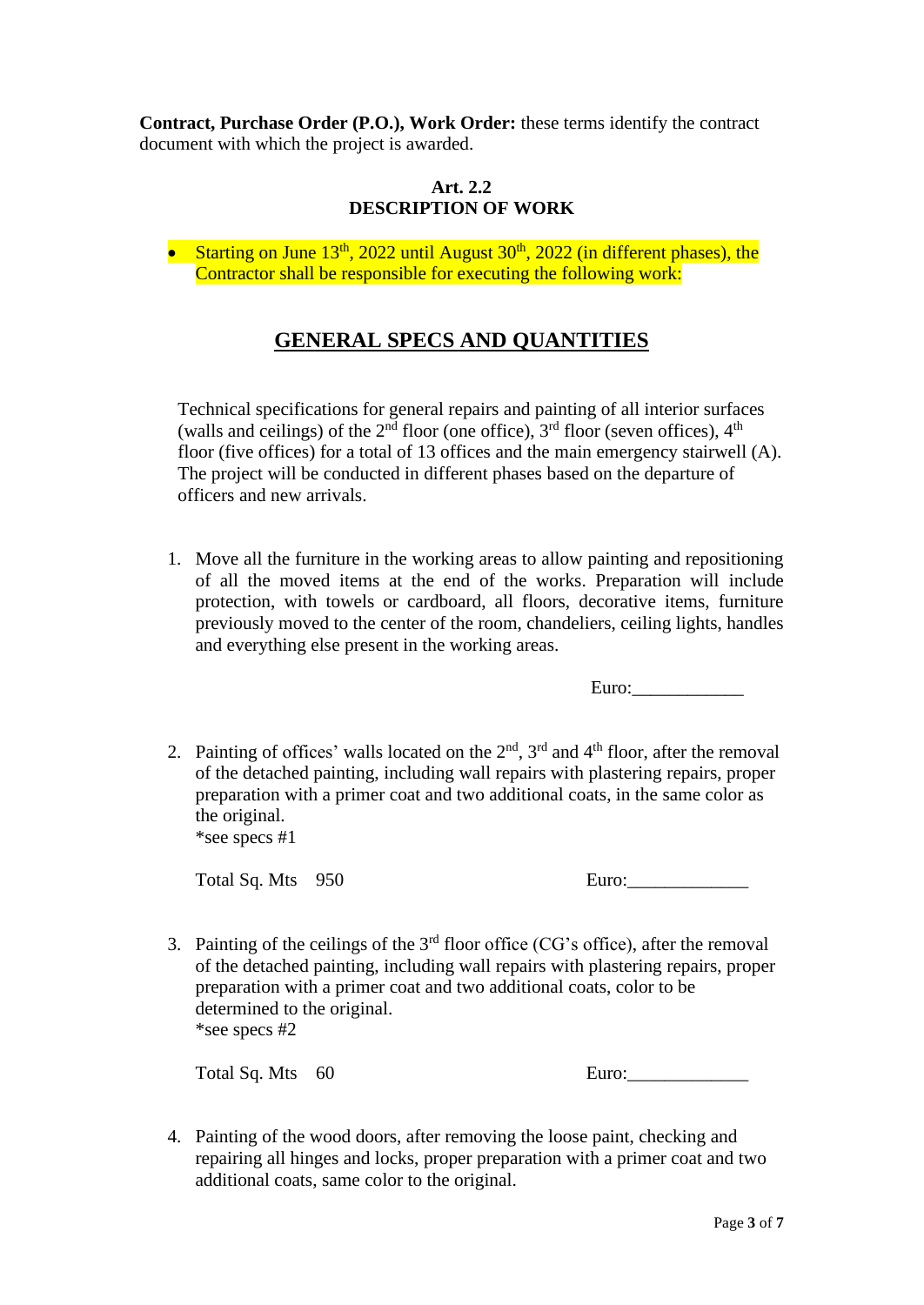**Contract, Purchase Order (P.O.), Work Order:** these terms identify the contract document with which the project is awarded.

**Art. 2.2**
**DESCRIPTION OF WORK**

- Starting on June 13th, 2022 until August 30th, 2022 (in different phases), the Contractor shall be responsible for executing the following work:

## GENERAL SPECS AND QUANTITIES

Technical specifications for general repairs and painting of all interior surfaces (walls and ceilings) of the 2nd floor (one office), 3rd floor (seven offices), 4th floor (five offices) for a total of 13 offices and the main emergency stairwell (A). The project will be conducted in different phases based on the departure of officers and new arrivals.

1. Move all the furniture in the working areas to allow painting and repositioning of all the moved items at the end of the works. Preparation will include protection, with towels or cardboard, all floors, decorative items, furniture previously moved to the center of the room, chandeliers, ceiling lights, handles and everything else present in the working areas.

   Euro:____________

2. Painting of offices' walls located on the 2nd, 3rd and 4th floor, after the removal of the detached painting, including wall repairs with plastering repairs, proper preparation with a primer coat and two additional coats, in the same color as the original.
   *see specs #1

   Total Sq. Mts 950 Euro:_____________

3. Painting of the ceilings of the 3rd floor office (CG's office), after the removal of the detached painting, including wall repairs with plastering repairs, proper preparation with a primer coat and two additional coats, color to be determined to the original.
   *see specs #2

   Total Sq. Mts 60 Euro:_____________

4. Painting of the wood doors, after removing the loose paint, checking and repairing all hinges and locks, proper preparation with a primer coat and two additional coats, same color to the original.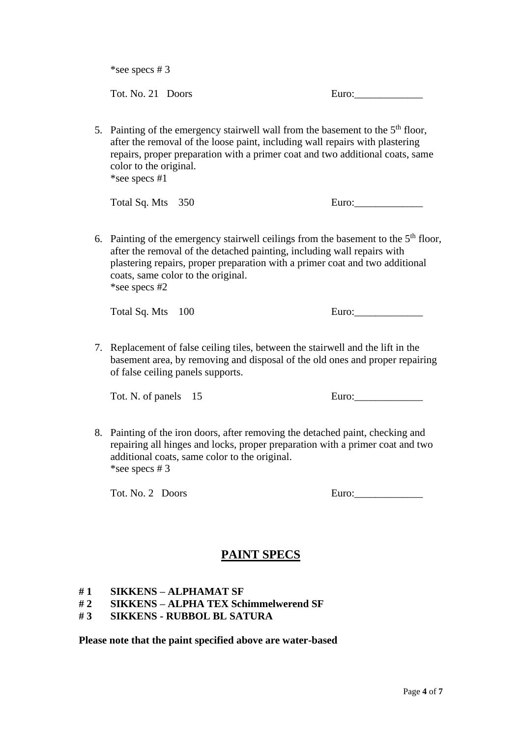*see specs # 3

Tot. No. 21 Doors Euro:_____________

5. Painting of the emergency stairwell wall from the basement to the 5th floor, after the removal of the loose paint, including wall repairs with plastering repairs, proper preparation with a primer coat and two additional coats, same color to the original.
   *see specs #1

   Total Sq. Mts 350 Euro:_____________

6. Painting of the emergency stairwell ceilings from the basement to the 5th floor, after the removal of the detached painting, including wall repairs with plastering repairs, proper preparation with a primer coat and two additional coats, same color to the original.
   *see specs #2

   Total Sq. Mts 100 Euro:_____________

7. Replacement of false ceiling tiles, between the stairwell and the lift in the basement area, by removing and disposal of the old ones and proper repairing of false ceiling panels supports.

   Tot. N. of panels 15 Euro:_____________

8. Painting of the iron doors, after removing the detached paint, checking and repairing all hinges and locks, proper preparation with a primer coat and two additional coats, same color to the original.
   *see specs # 3

   Tot. No. 2 Doors Euro:_____________

## PAINT SPECS

**# 1 SIKKENS – ALPHAMAT SF**
**# 2 SIKKENS – ALPHA TEX Schimmelwerend SF**
**# 3 SIKKENS - RUBBOL BL SATURA**

**Please note that the paint specified above are water-based**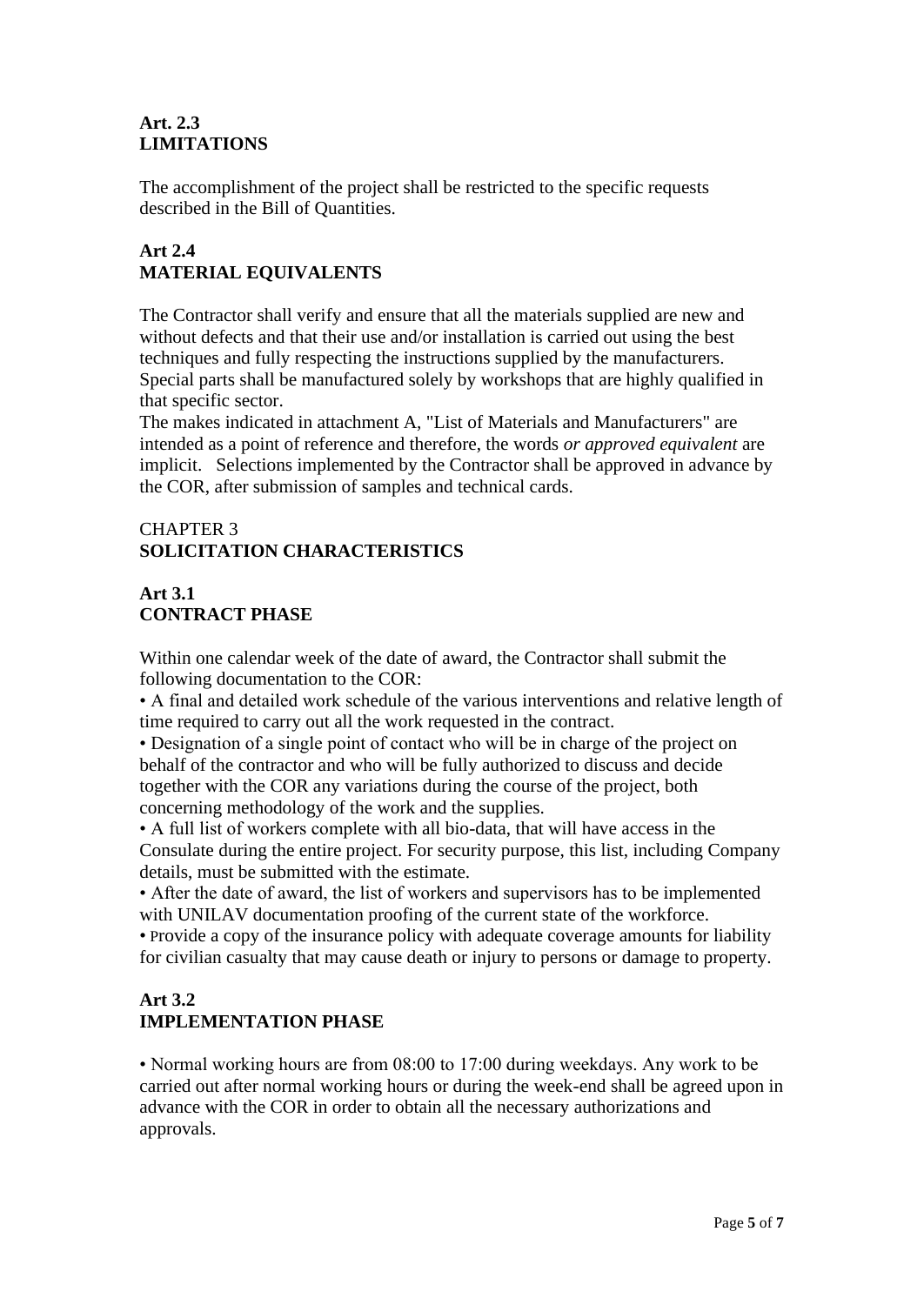**Art. 2.3**
**LIMITATIONS**

The accomplishment of the project shall be restricted to the specific requests described in the Bill of Quantities.

**Art 2.4**
**MATERIAL EQUIVALENTS**

The Contractor shall verify and ensure that all the materials supplied are new and without defects and that their use and/or installation is carried out using the best techniques and fully respecting the instructions supplied by the manufacturers. Special parts shall be manufactured solely by workshops that are highly qualified in that specific sector.
The makes indicated in attachment A, "List of Materials and Manufacturers" are intended as a point of reference and therefore, the words *or approved equivalent* are implicit. Selections implemented by the Contractor shall be approved in advance by the COR, after submission of samples and technical cards.

CHAPTER 3
**SOLICITATION CHARACTERISTICS**

**Art 3.1**
**CONTRACT PHASE**

Within one calendar week of the date of award, the Contractor shall submit the following documentation to the COR:

- A final and detailed work schedule of the various interventions and relative length of time required to carry out all the work requested in the contract.
- Designation of a single point of contact who will be in charge of the project on behalf of the contractor and who will be fully authorized to discuss and decide together with the COR any variations during the course of the project, both concerning methodology of the work and the supplies.
- A full list of workers complete with all bio-data, that will have access in the Consulate during the entire project. For security purpose, this list, including Company details, must be submitted with the estimate.
- After the date of award, the list of workers and supervisors has to be implemented with UNILAV documentation proofing of the current state of the workforce.
- Provide a copy of the insurance policy with adequate coverage amounts for liability for civilian casualty that may cause death or injury to persons or damage to property.

**Art 3.2**
**IMPLEMENTATION PHASE**

- Normal working hours are from 08:00 to 17:00 during weekdays. Any work to be carried out after normal working hours or during the week-end shall be agreed upon in advance with the COR in order to obtain all the necessary authorizations and approvals.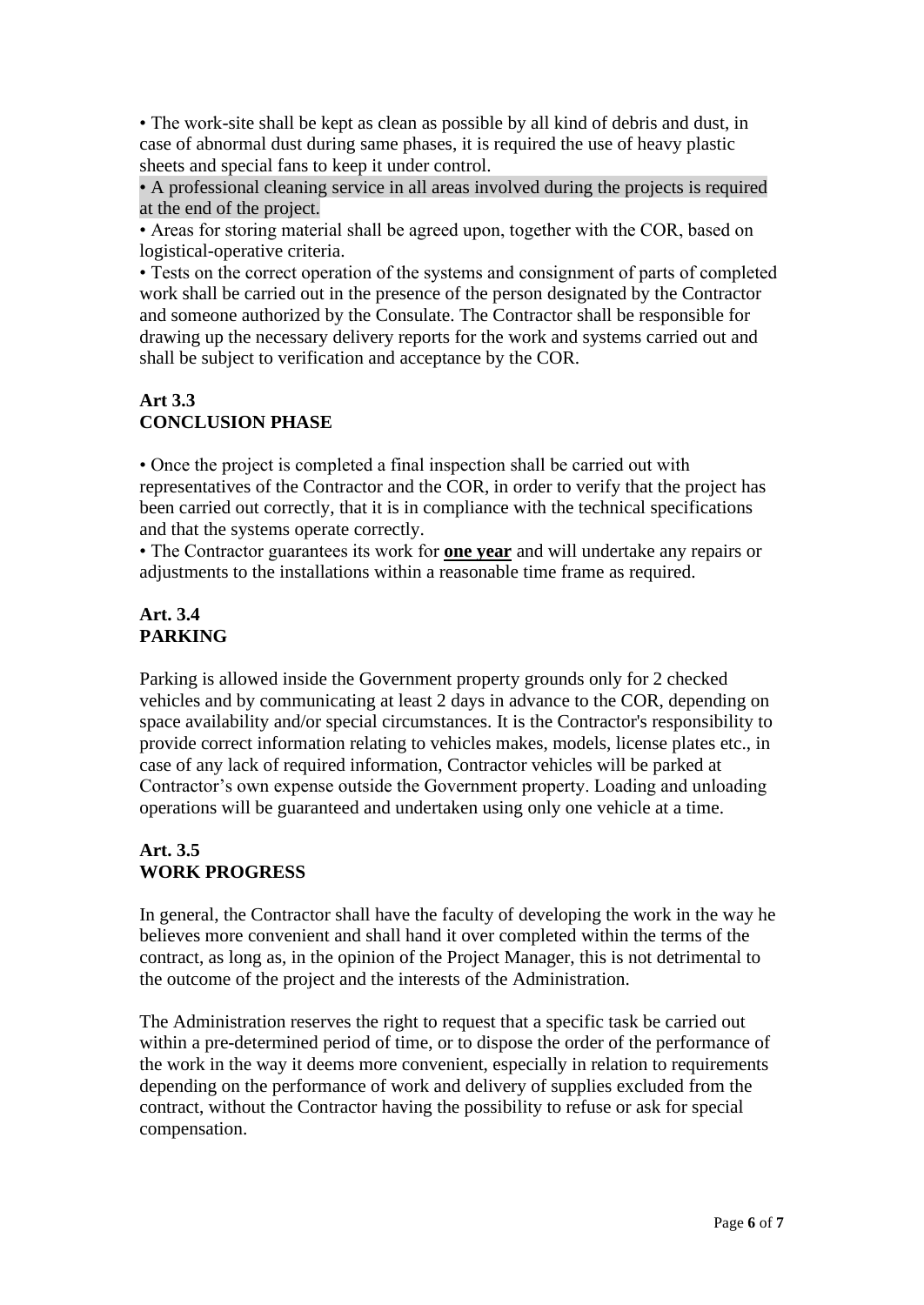• The work-site shall be kept as clean as possible by all kind of debris and dust, in case of abnormal dust during same phases, it is required the use of heavy plastic sheets and special fans to keep it under control.

• A professional cleaning service in all areas involved during the projects is required at the end of the project.

• Areas for storing material shall be agreed upon, together with the COR, based on logistical-operative criteria.

• Tests on the correct operation of the systems and consignment of parts of completed work shall be carried out in the presence of the person designated by the Contractor and someone authorized by the Consulate. The Contractor shall be responsible for drawing up the necessary delivery reports for the work and systems carried out and shall be subject to verification and acceptance by the COR.

### Art 3.3
### CONCLUSION PHASE

• Once the project is completed a final inspection shall be carried out with representatives of the Contractor and the COR, in order to verify that the project has been carried out correctly, that it is in compliance with the technical specifications and that the systems operate correctly.

• The Contractor guarantees its work for **one year** and will undertake any repairs or adjustments to the installations within a reasonable time frame as required.

### Art. 3.4
### PARKING

Parking is allowed inside the Government property grounds only for 2 checked vehicles and by communicating at least 2 days in advance to the COR, depending on space availability and/or special circumstances. It is the Contractor's responsibility to provide correct information relating to vehicles makes, models, license plates etc., in case of any lack of required information, Contractor vehicles will be parked at Contractor's own expense outside the Government property. Loading and unloading operations will be guaranteed and undertaken using only one vehicle at a time.

### Art. 3.5
### WORK PROGRESS

In general, the Contractor shall have the faculty of developing the work in the way he believes more convenient and shall hand it over completed within the terms of the contract, as long as, in the opinion of the Project Manager, this is not detrimental to the outcome of the project and the interests of the Administration.

The Administration reserves the right to request that a specific task be carried out within a pre-determined period of time, or to dispose the order of the performance of the work in the way it deems more convenient, especially in relation to requirements depending on the performance of work and delivery of supplies excluded from the contract, without the Contractor having the possibility to refuse or ask for special compensation.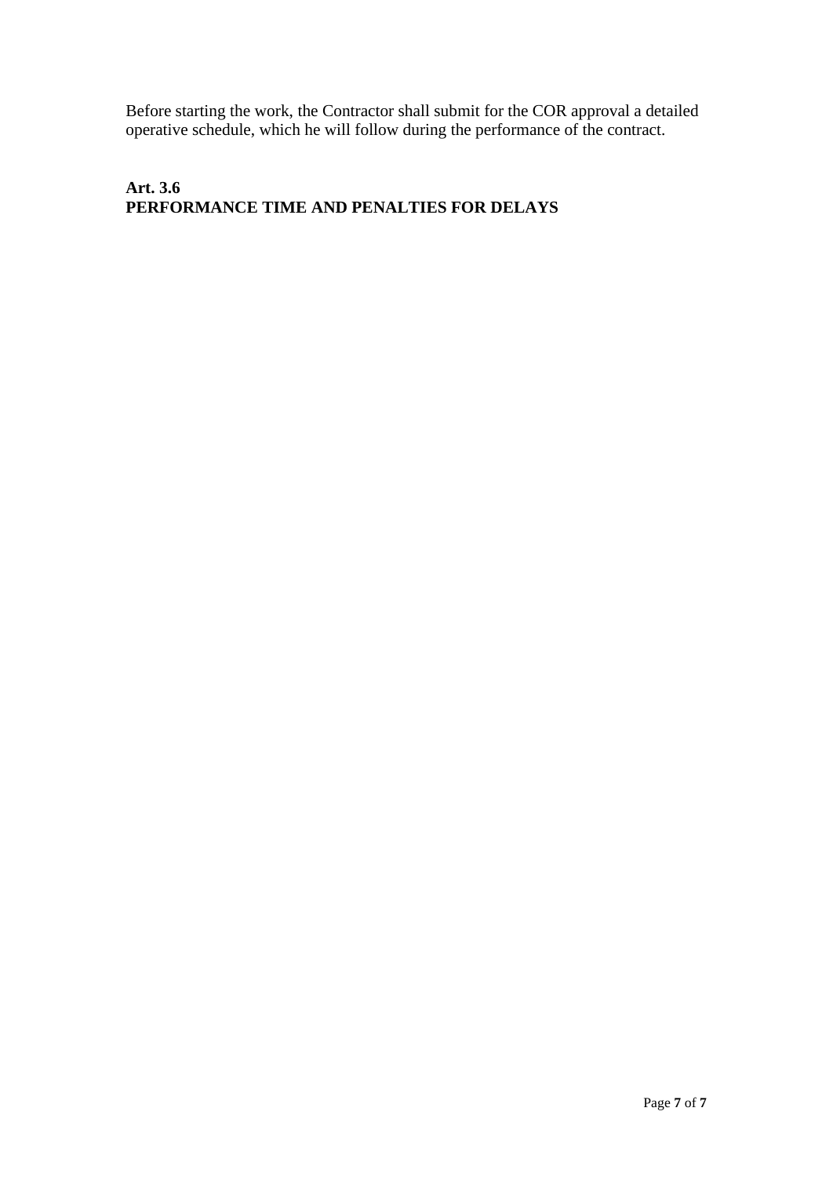Before starting the work, the Contractor shall submit for the COR approval a detailed operative schedule, which he will follow during the performance of the contract.

**Art. 3.6**
**PERFORMANCE TIME AND PENALTIES FOR DELAYS**